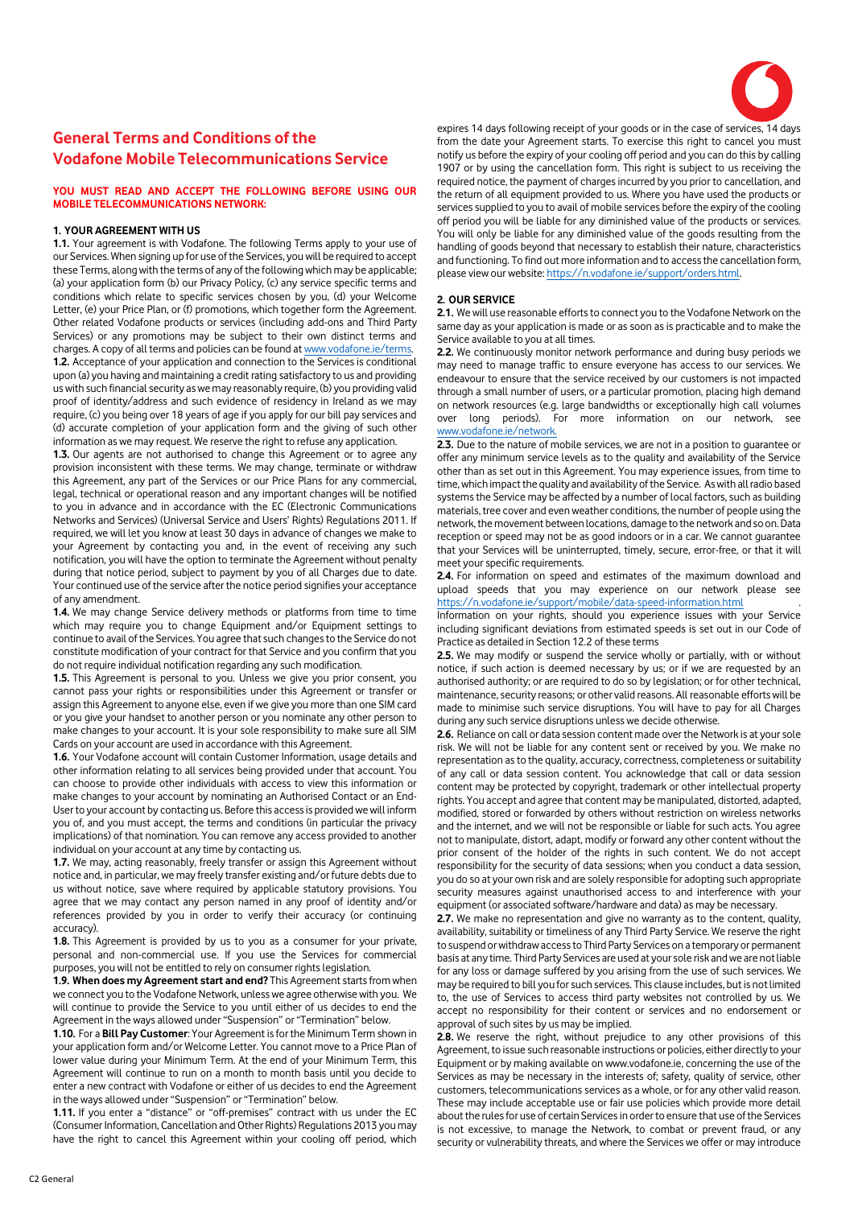# General Terms and Conditions of the Vodafone Mobile Telecommunications Service

**YOU MUST READ AND ACCEPT THE FOLLOWING BEFORE USING OUR MOBILE TELECOMMUNICATIONS NETWORK:**

## 1. YOUR AGREEMENT WITH US

**1.1.** Your agreement is with Vodafone. The following Terms apply to your use of our Services. When signing up for use of the Services, you will be required to accept these Terms, along with the terms of any of the following which may be applicable; (a) your application form (b) our Privacy Policy, (c) any service specific terms and conditions which relate to specific services chosen by you, (d) your Welcome Letter, (e) your Price Plan, or (f) promotions, which together form the Agreement. Other related Vodafone products or services (including add-ons and Third Party Services) or any promotions may be subject to their own distinct terms and charges. A copy of all terms and policies can be found at www.vodafone.ie/terms.

**1.2.** Acceptance of your application and connection to the Services is conditional upon (a) you having and maintaining a credit rating satisfactory to us and providing us with such financial security as we may reasonably require, (b) you providing valid proof of identity/address and such evidence of residency in Ireland as we may require, (c) you being over 18 years of age if you apply for our bill pay services and (d) accurate completion of your application form and the giving of such other information as we may request. We reserve the right to refuse any application.

**1.3.** Our agents are not authorised to change this Agreement or to agree any provision inconsistent with these terms. We may change, terminate or withdraw this Agreement, any part of the Services or our Price Plans for any commercial, legal, technical or operational reason and any important changes will be notified to you in advance and in accordance with the EC (Electronic Communications Networks and Services) (Universal Service and Users' Rights) Regulations 2011. If required, we will let you know at least 30 days in advance of changes we make to your Agreement by contacting you and, in the event of receiving any such notification, you will have the option to terminate the Agreement without penalty during that notice period, subject to payment by you of all Charges due to date. Your continued use of the service after the notice period signifies your acceptance of any amendment.

**1.4.** We may change Service delivery methods or platforms from time to time which may require you to change Equipment and/or Equipment settings to continue to avail of the Services. You agree that such changes to the Service do not constitute modification of your contract for that Service and you confirm that you do not require individual notification regarding any such modification.

**1.5.** This Agreement is personal to you. Unless we give you prior consent, you cannot pass your rights or responsibilities under this Agreement or transfer or assign this Agreement to anyone else, even if we give you more than one SIM card or you give your handset to another person or you nominate any other person to make changes to your account. It is your sole responsibility to make sure all SIM Cards on your account are used in accordance with this Agreement.

**1.6.** Your Vodafone account will contain Customer Information, usage details and other information relating to all services being provided under that account. You can choose to provide other individuals with access to view this information or make changes to your account by nominating an Authorised Contact or an End-User to your account by contacting us. Before this access is provided we will inform you of, and you must accept, the terms and conditions (in particular the privacy implications) of that nomination. You can remove any access provided to another individual on your account at any time by contacting us.

**1.7.** We may, acting reasonably, freely transfer or assign this Agreement without notice and, in particular, we may freely transfer existing and/or future debts due to us without notice, save where required by applicable statutory provisions. You agree that we may contact any person named in their proof of identity and/or references provided by you in order to verify their accuracy (or continuing accuracy).

**1.8.** This Agreement is provided by us to you as a consumer for your private, personal and non-commercial use. If you use the Services for commercial purposes, you will not be entitled to rely on consumer rights legislation.

**1.9. When does my Agreement start and end?** This Agreement starts from when we connect you to the Vodafone Network, unless we agree otherwise with you. We will continue to provide the Service to you until either of us decides to end the Agreement in the ways allowed under "Suspension" or "Termination" below.

**1.10.** For a **Bill Pay Customer**: Your Agreement is for the Minimum Term shown in your application form and/or Welcome Letter. You cannot move to a Price Plan of lower value during your Minimum Term. At the end of your Minimum Term, this Agreement will continue to run on a month to month basis until you decide to enter a new contract with Vodafone or either of us decides to end the Agreement in the ways allowed under "Suspension" or "Termination" below.

**1.11.** If you enter a "distance" or "off-premises" contract with us under the EC (Consumer Information, Cancellation and Other Rights) Regulations 2013 you may have the right to cancel this Agreement within your cooling off period, which expires 14 days following receipt of your goods or in the case of services, 14 days from the date your Agreement starts. To exercise this right to cancel you must notify us before the expiry of your cooling off period and you can do this by calling 1907 or by using the cancellation form. This right is subject to us receiving the required notice, the payment of charges incurred by you prior to cancellation, and the return of all equipment provided to us. Where you have used the products or services supplied to you to avail of mobile services before the expiry of the cooling off period you will be liable for any diminished value of the products or services. You will only be liable for any diminished value of the goods resulting from the handling of goods beyond that necessary to establish their nature, characteristics and functioning. To find out more information and to access the cancellation form, please view our website: https://n.vodafone.ie/support/orders.html.

## 2. OUR SERVICE

**2.1.** We will use reasonable efforts to connect you to the Vodafone Network on the same day as your application is made or as soon as is practicable and to make the Service available to you at all times.

**2.2.** We continuously monitor network performance and during busy periods we may need to manage traffic to ensure everyone has access to our services. We endeavour to ensure that the service received by our customers is not impacted through a small number of users, or a particular promotion, placing high demand on network resources (e.g. large bandwidths or exceptionally high call volumes over long periods). For more information on our network, see www.vodafone.ie/network.

**2.3.** Due to the nature of mobile services, we are not in a position to guarantee or offer any minimum service levels as to the quality and availability of the Service other than as set out in this Agreement. You may experience issues, from time to time, which impact the quality and availability of the Service. As with all radio based systems the Service may be affected by a number of local factors, such as building materials, tree cover and even weather conditions, the number of people using the network, the movement between locations, damage to the network and so on. Data reception or speed may not be as good indoors or in a car. We cannot guarantee that your Services will be uninterrupted, timely, secure, error-free, or that it will meet your specific requirements.

**2.4.** For information on speed and estimates of the maximum download and upload speeds that you may experience on our network please see https://n.vodafone.ie/support/mobile/data-speed-information.html.
Information on your rights, should you experience issues with your Service including significant deviations from estimated speeds is set out in our Code of Practice as detailed in Section 12.2 of these terms

**2.5.** We may modify or suspend the service wholly or partially, with or without notice, if such action is deemed necessary by us; or if we are requested by an authorised authority; or are required to do so by legislation; or for other technical, maintenance, security reasons; or other valid reasons. All reasonable efforts will be made to minimise such service disruptions. You will have to pay for all Charges during any such service disruptions unless we decide otherwise.

**2.6.** Reliance on call or data session content made over the Network is at your sole risk. We will not be liable for any content sent or received by you. We make no representation as to the quality, accuracy, correctness, completeness or suitability of any call or data session content. You acknowledge that call or data session content may be protected by copyright, trademark or other intellectual property rights. You accept and agree that content may be manipulated, distorted, adapted, modified, stored or forwarded by others without restriction on wireless networks and the internet, and we will not be responsible or liable for such acts. You agree not to manipulate, distort, adapt, modify or forward any other content without the prior consent of the holder of the rights in such content. We do not accept responsibility for the security of data sessions; when you conduct a data session, you do so at your own risk and are solely responsible for adopting such appropriate security measures against unauthorised access to and interference with your equipment (or associated software/hardware and data) as may be necessary.

**2.7.** We make no representation and give no warranty as to the content, quality, availability, suitability or timeliness of any Third Party Service. We reserve the right to suspend or withdraw access to Third Party Services on a temporary or permanent basis at any time. Third Party Services are used at your sole risk and we are not liable for any loss or damage suffered by you arising from the use of such services. We may be required to bill you for such services. This clause includes, but is not limited to, the use of Services to access third party websites not controlled by us. We accept no responsibility for their content or services and no endorsement or approval of such sites by us may be implied.

**2.8.** We reserve the right, without prejudice to any other provisions of this Agreement, to issue such reasonable instructions or policies, either directly to your Equipment or by making available on www.vodafone.ie, concerning the use of the Services as may be necessary in the interests of; safety, quality of service, other customers, telecommunications services as a whole, or for any other valid reason. These may include acceptable use or fair use policies which provide more detail about the rules for use of certain Services in order to ensure that use of the Services is not excessive, to manage the Network, to combat or prevent fraud, or any security or vulnerability threats, and where the Services we offer or may introduce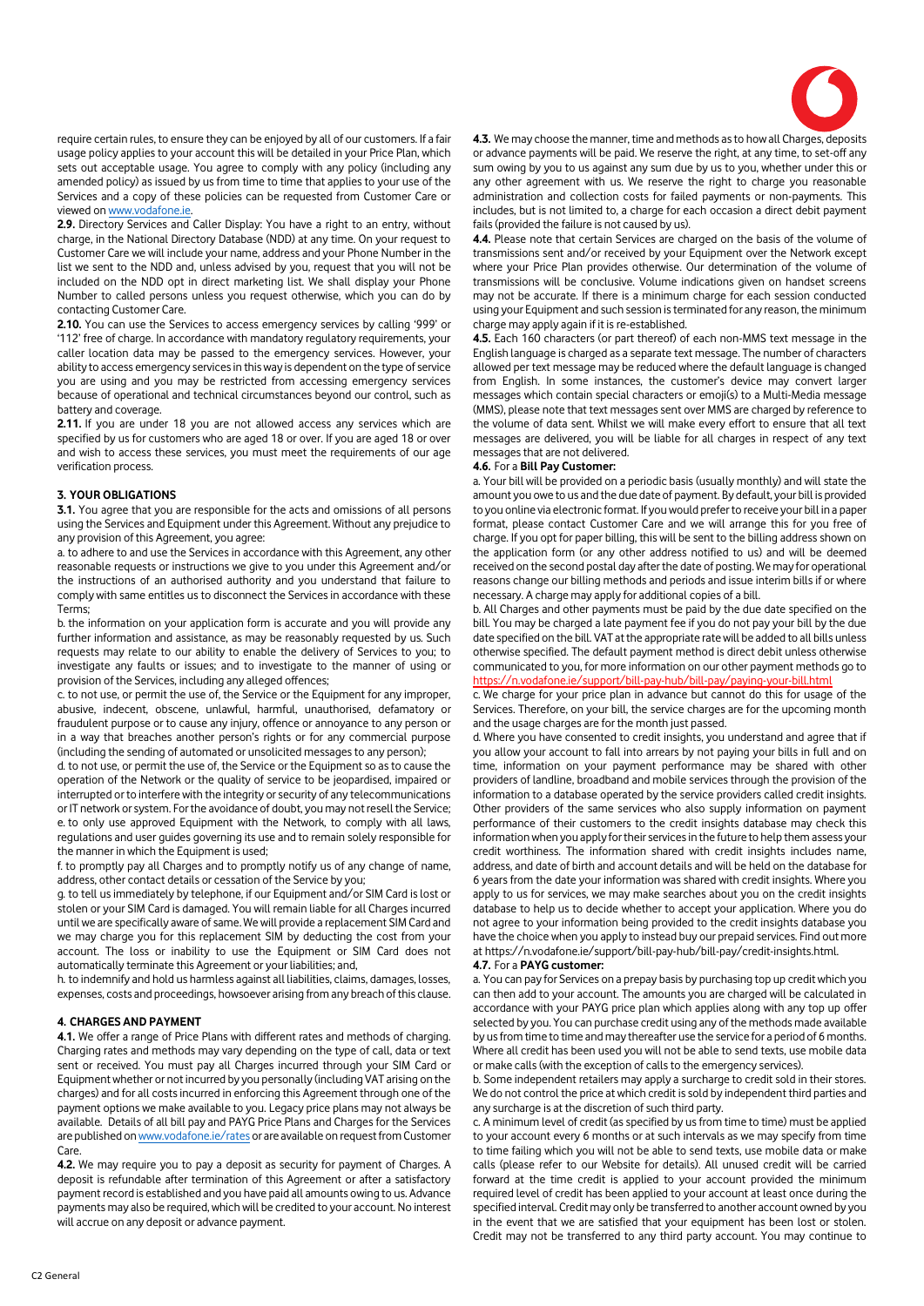require certain rules, to ensure they can be enjoyed by all of our customers. If a fair usage policy applies to your account this will be detailed in your Price Plan, which sets out acceptable usage. You agree to comply with any policy (including any amended policy) as issued by us from time to time that applies to your use of the Services and a copy of these policies can be requested from Customer Care or viewed on www.vodafone.ie.

**2.9.** Directory Services and Caller Display: You have a right to an entry, without charge, in the National Directory Database (NDD) at any time. On your request to Customer Care we will include your name, address and your Phone Number in the list we sent to the NDD and, unless advised by you, request that you will not be included on the NDD opt in direct marketing list. We shall display your Phone Number to called persons unless you request otherwise, which you can do by contacting Customer Care.

**2.10.** You can use the Services to access emergency services by calling '999' or '112' free of charge. In accordance with mandatory regulatory requirements, your caller location data may be passed to the emergency services. However, your ability to access emergency services in this way is dependent on the type of service you are using and you may be restricted from accessing emergency services because of operational and technical circumstances beyond our control, such as battery and coverage.

**2.11.** If you are under 18 you are not allowed access any services which are specified by us for customers who are aged 18 or over. If you are aged 18 or over and wish to access these services, you must meet the requirements of our age verification process.

### 3. YOUR OBLIGATIONS

**3.1.** You agree that you are responsible for the acts and omissions of all persons using the Services and Equipment under this Agreement. Without any prejudice to any provision of this Agreement, you agree:

a. to adhere to and use the Services in accordance with this Agreement, any other reasonable requests or instructions we give to you under this Agreement and/or the instructions of an authorised authority and you understand that failure to comply with same entitles us to disconnect the Services in accordance with these Terms;

b. the information on your application form is accurate and you will provide any further information and assistance, as may be reasonably requested by us. Such requests may relate to our ability to enable the delivery of Services to you; to investigate any faults or issues; and to investigate to the manner of using or provision of the Services, including any alleged offences;

c. to not use, or permit the use of, the Service or the Equipment for any improper, abusive, indecent, obscene, unlawful, harmful, unauthorised, defamatory or fraudulent purpose or to cause any injury, offence or annoyance to any person or in a way that breaches another person's rights or for any commercial purpose (including the sending of automated or unsolicited messages to any person);

d. to not use, or permit the use of, the Service or the Equipment so as to cause the operation of the Network or the quality of service to be jeopardised, impaired or interrupted or to interfere with the integrity or security of any telecommunications or IT network or system. For the avoidance of doubt, you may not resell the Service;

e. to only use approved Equipment with the Network, to comply with all laws, regulations and user guides governing its use and to remain solely responsible for the manner in which the Equipment is used;

f. to promptly pay all Charges and to promptly notify us of any change of name, address, other contact details or cessation of the Service by you;

g. to tell us immediately by telephone, if our Equipment and/or SIM Card is lost or stolen or your SIM Card is damaged. You will remain liable for all Charges incurred until we are specifically aware of same. We will provide a replacement SIM Card and we may charge you for this replacement SIM by deducting the cost from your account. The loss or inability to use the Equipment or SIM Card does not automatically terminate this Agreement or your liabilities; and,

h. to indemnify and hold us harmless against all liabilities, claims, damages, losses, expenses, costs and proceedings, howsoever arising from any breach of this clause.

### 4. CHARGES AND PAYMENT

**4.1.** We offer a range of Price Plans with different rates and methods of charging. Charging rates and methods may vary depending on the type of call, data or text sent or received. You must pay all Charges incurred through your SIM Card or Equipment whether or not incurred by you personally (including VAT arising on the charges) and for all costs incurred in enforcing this Agreement through one of the payment options we make available to you. Legacy price plans may not always be available. Details of all bill pay and PAYG Price Plans and Charges for the Services are published on www.vodafone.ie/rates or are available on request from Customer Care.

**4.2.** We may require you to pay a deposit as security for payment of Charges. A deposit is refundable after termination of this Agreement or after a satisfactory payment record is established and you have paid all amounts owing to us. Advance payments may also be required, which will be credited to your account. No interest will accrue on any deposit or advance payment.

**4.3.** We may choose the manner, time and methods as to how all Charges, deposits or advance payments will be paid. We reserve the right, at any time, to set-off any sum owing by you to us against any sum due by us to you, whether under this or any other agreement with us. We reserve the right to charge you reasonable administration and collection costs for failed payments or non-payments. This includes, but is not limited to, a charge for each occasion a direct debit payment fails (provided the failure is not caused by us).

**4.4.** Please note that certain Services are charged on the basis of the volume of transmissions sent and/or received by your Equipment over the Network except where your Price Plan provides otherwise. Our determination of the volume of transmissions will be conclusive. Volume indications given on handset screens may not be accurate. If there is a minimum charge for each session conducted using your Equipment and such session is terminated for any reason, the minimum charge may apply again if it is re-established.

**4.5.** Each 160 characters (or part thereof) of each non-MMS text message in the English language is charged as a separate text message. The number of characters allowed per text message may be reduced where the default language is changed from English. In some instances, the customer's device may convert larger messages which contain special characters or emoji(s) to a Multi-Media message (MMS), please note that text messages sent over MMS are charged by reference to the volume of data sent. Whilst we will make every effort to ensure that all text messages are delivered, you will be liable for all charges in respect of any text messages that are not delivered.

**4.6.** For a **Bill Pay Customer:**

a. Your bill will be provided on a periodic basis (usually monthly) and will state the amount you owe to us and the due date of payment. By default, your bill is provided to you online via electronic format. If you would prefer to receive your bill in a paper format, please contact Customer Care and we will arrange this for you free of charge. If you opt for paper billing, this will be sent to the billing address shown on the application form (or any other address notified to us) and will be deemed received on the second postal day after the date of posting. We may for operational reasons change our billing methods and periods and issue interim bills if or where necessary. A charge may apply for additional copies of a bill.

b. All Charges and other payments must be paid by the due date specified on the bill. You may be charged a late payment fee if you do not pay your bill by the due date specified on the bill. VAT at the appropriate rate will be added to all bills unless otherwise specified. The default payment method is direct debit unless otherwise communicated to you, for more information on our other payment methods go to https://n.vodafone.ie/support/bill-pay-hub/bill-pay/paying-your-bill.html

c. We charge for your price plan in advance but cannot do this for usage of the Services. Therefore, on your bill, the service charges are for the upcoming month and the usage charges are for the month just passed.

d. Where you have consented to credit insights, you understand and agree that if you allow your account to fall into arrears by not paying your bills in full and on time, information on your payment performance may be shared with other providers of landline, broadband and mobile services through the provision of the information to a database operated by the service providers called credit insights. Other providers of the same services who also supply information on payment performance of their customers to the credit insights database may check this information when you apply for their services in the future to help them assess your credit worthiness. The information shared with credit insights includes name, address, and date of birth and account details and will be held on the database for 6 years from the date your information was shared with credit insights. Where you apply to us for services, we may make searches about you on the credit insights database to help us to decide whether to accept your application. Where you do not agree to your information being provided to the credit insights database you have the choice when you apply to instead buy our prepaid services. Find out more at https://n.vodafone.ie/support/bill-pay-hub/bill-pay/credit-insights.html.

**4.7.** For a **PAYG customer:**

a. You can pay for Services on a prepay basis by purchasing top up credit which you can then add to your account. The amounts you are charged will be calculated in accordance with your PAYG price plan which applies along with any top up offer selected by you. You can purchase credit using any of the methods made available by us from time to time and may thereafter use the service for a period of 6 months. Where all credit has been used you will not be able to send texts, use mobile data or make calls (with the exception of calls to the emergency services).

b. Some independent retailers may apply a surcharge to credit sold in their stores. We do not control the price at which credit is sold by independent third parties and any surcharge is at the discretion of such third party.

c. A minimum level of credit (as specified by us from time to time) must be applied to your account every 6 months or at such intervals as we may specify from time to time failing which you will not be able to send texts, use mobile data or make calls (please refer to our Website for details). All unused credit will be carried forward at the time credit is applied to your account provided the minimum required level of credit has been applied to your account at least once during the specified interval. Credit may only be transferred to another account owned by you in the event that we are satisfied that your equipment has been lost or stolen. Credit may not be transferred to any third party account. You may continue to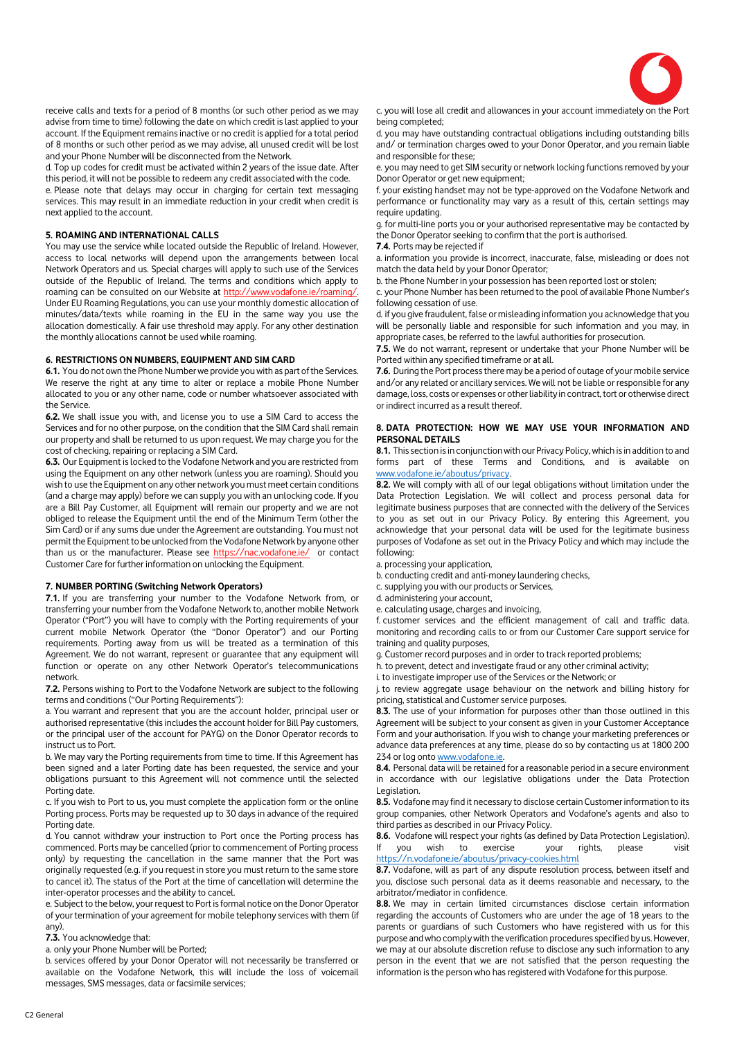receive calls and texts for a period of 8 months (or such other period as we may advise from time to time) following the date on which credit is last applied to your account. If the Equipment remains inactive or no credit is applied for a total period of 8 months or such other period as we may advise, all unused credit will be lost and your Phone Number will be disconnected from the Network.

d. Top up codes for credit must be activated within 2 years of the issue date. After this period, it will not be possible to redeem any credit associated with the code.

e. Please note that delays may occur in charging for certain text messaging services. This may result in an immediate reduction in your credit when credit is next applied to the account.

**5. ROAMING AND INTERNATIONAL CALLS**

You may use the service while located outside the Republic of Ireland. However, access to local networks will depend upon the arrangements between local Network Operators and us. Special charges will apply to such use of the Services outside of the Republic of Ireland. The terms and conditions which apply to roaming can be consulted on our Website at http://www.vodafone.ie/roaming/. Under EU Roaming Regulations, you can use your monthly domestic allocation of minutes/data/texts while roaming in the EU in the same way you use the allocation domestically. A fair use threshold may apply. For any other destination the monthly allocations cannot be used while roaming.

**6. RESTRICTIONS ON NUMBERS, EQUIPMENT AND SIM CARD**

**6.1.** You do not own the Phone Number we provide you with as part of the Services. We reserve the right at any time to alter or replace a mobile Phone Number allocated to you or any other name, code or number whatsoever associated with the Service.

**6.2.** We shall issue you with, and license you to use a SIM Card to access the Services and for no other purpose, on the condition that the SIM Card shall remain our property and shall be returned to us upon request. We may charge you for the cost of checking, repairing or replacing a SIM Card.

**6.3.** Our Equipment is locked to the Vodafone Network and you are restricted from using the Equipment on any other network (unless you are roaming). Should you wish to use the Equipment on any other network you must meet certain conditions (and a charge may apply) before we can supply you with an unlocking code. If you are a Bill Pay Customer, all Equipment will remain our property and we are not obliged to release the Equipment until the end of the Minimum Term (other the Sim Card) or if any sums due under the Agreement are outstanding. You must not permit the Equipment to be unlocked from the Vodafone Network by anyone other than us or the manufacturer. Please see https://nac.vodafone.ie/ or contact Customer Care for further information on unlocking the Equipment.

**7. NUMBER PORTING (Switching Network Operators)**

**7.1.** If you are transferring your number to the Vodafone Network from, or transferring your number from the Vodafone Network to, another mobile Network Operator ("Port") you will have to comply with the Porting requirements of your current mobile Network Operator (the "Donor Operator") and our Porting requirements. Porting away from us will be treated as a termination of this Agreement. We do not warrant, represent or guarantee that any equipment will function or operate on any other Network Operator's telecommunications network.

**7.2.** Persons wishing to Port to the Vodafone Network are subject to the following terms and conditions ("Our Porting Requirements"):

a. You warrant and represent that you are the account holder, principal user or authorised representative (this includes the account holder for Bill Pay customers, or the principal user of the account for PAYG) on the Donor Operator records to instruct us to Port.

b. We may vary the Porting requirements from time to time. If this Agreement has been signed and a later Porting date has been requested, the service and your obligations pursuant to this Agreement will not commence until the selected Porting date.

c. If you wish to Port to us, you must complete the application form or the online Porting process. Ports may be requested up to 30 days in advance of the required Porting date.

d. You cannot withdraw your instruction to Port once the Porting process has commenced. Ports may be cancelled (prior to commencement of Porting process only) by requesting the cancellation in the same manner that the Port was originally requested (e.g. if you request in store you must return to the same store to cancel it). The status of the Port at the time of cancellation will determine the inter-operator processes and the ability to cancel.

e. Subject to the below, your request to Port is formal notice on the Donor Operator of your termination of your agreement for mobile telephony services with them (if any).

**7.3.** You acknowledge that:

a. only your Phone Number will be Ported;

b. services offered by your Donor Operator will not necessarily be transferred or available on the Vodafone Network, this will include the loss of voicemail messages, SMS messages, data or facsimile services;

c. you will lose all credit and allowances in your account immediately on the Port being completed;

d. you may have outstanding contractual obligations including outstanding bills and/ or termination charges owed to your Donor Operator, and you remain liable and responsible for these;

e. you may need to get SIM security or network locking functions removed by your Donor Operator or get new equipment;

f. your existing handset may not be type-approved on the Vodafone Network and performance or functionality may vary as a result of this, certain settings may require updating.

g. for multi-line ports you or your authorised representative may be contacted by the Donor Operator seeking to confirm that the port is authorised.

**7.4.** Ports may be rejected if

a. information you provide is incorrect, inaccurate, false, misleading or does not match the data held by your Donor Operator;

b. the Phone Number in your possession has been reported lost or stolen;

c. your Phone Number has been returned to the pool of available Phone Number's following cessation of use.

d. if you give fraudulent, false or misleading information you acknowledge that you will be personally liable and responsible for such information and you may, in appropriate cases, be referred to the lawful authorities for prosecution.

**7.5.** We do not warrant, represent or undertake that your Phone Number will be Ported within any specified timeframe or at all.

**7.6.** During the Port process there may be a period of outage of your mobile service and/or any related or ancillary services. We will not be liable or responsible for any damage, loss, costs or expenses or other liability in contract, tort or otherwise direct or indirect incurred as a result thereof.

**8. DATA PROTECTION: HOW WE MAY USE YOUR INFORMATION AND PERSONAL DETAILS**

**8.1.** This section is in conjunction with our Privacy Policy, which is in addition to and forms part of these Terms and Conditions, and is available on www.vodafone.ie/aboutus/privacy.

**8.2.** We will comply with all of our legal obligations without limitation under the Data Protection Legislation. We will collect and process personal data for legitimate business purposes that are connected with the delivery of the Services to you as set out in our Privacy Policy. By entering this Agreement, you acknowledge that your personal data will be used for the legitimate business purposes of Vodafone as set out in the Privacy Policy and which may include the following:

a. processing your application,

b. conducting credit and anti-money laundering checks,

c. supplying you with our products or Services,

d. administering your account,

e. calculating usage, charges and invoicing,

f. customer services and the efficient management of call and traffic data. monitoring and recording calls to or from our Customer Care support service for training and quality purposes,

g. Customer record purposes and in order to track reported problems;

h. to prevent, detect and investigate fraud or any other criminal activity;

i. to investigate improper use of the Services or the Network; or

j. to review aggregate usage behaviour on the network and billing history for pricing, statistical and Customer service purposes.

**8.3.** The use of your information for purposes other than those outlined in this Agreement will be subject to your consent as given in your Customer Acceptance Form and your authorisation. If you wish to change your marketing preferences or advance data preferences at any time, please do so by contacting us at 1800 200 234 or log onto www.vodafone.ie.

**8.4.** Personal data will be retained for a reasonable period in a secure environment in accordance with our legislative obligations under the Data Protection Legislation.

**8.5.** Vodafone may find it necessary to disclose certain Customer information to its group companies, other Network Operators and Vodafone's agents and also to third parties as described in our Privacy Policy.

**8.6.** Vodafone will respect your rights (as defined by Data Protection Legislation). If you wish to exercise your rights, please visit https://n.vodafone.ie/aboutus/privacy-cookies.html

**8.7.** Vodafone, will as part of any dispute resolution process, between itself and you, disclose such personal data as it deems reasonable and necessary, to the arbitrator/mediator in confidence.

**8.8.** We may in certain limited circumstances disclose certain information regarding the accounts of Customers who are under the age of 18 years to the parents or guardians of such Customers who have registered with us for this purpose and who comply with the verification procedures specified by us. However, we may at our absolute discretion refuse to disclose any such information to any person in the event that we are not satisfied that the person requesting the information is the person who has registered with Vodafone for this purpose.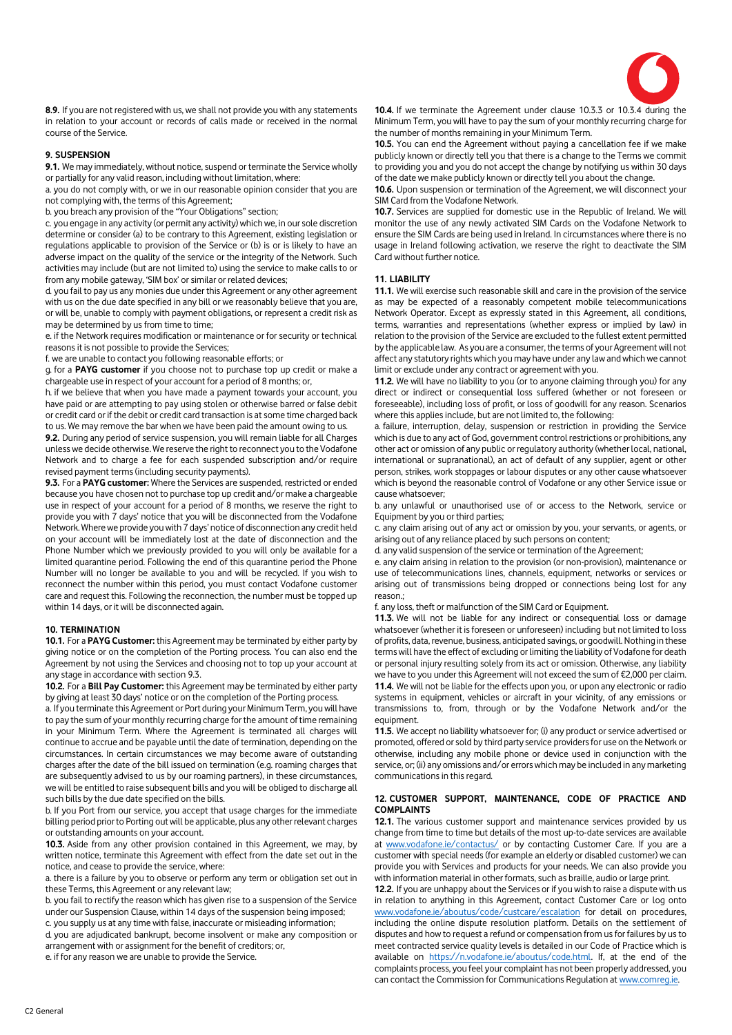**8.9.** If you are not registered with us, we shall not provide you with any statements in relation to your account or records of calls made or received in the normal course of the Service.

## 9. SUSPENSION

**9.1.** We may immediately, without notice, suspend or terminate the Service wholly or partially for any valid reason, including without limitation, where:

a. you do not comply with, or we in our reasonable opinion consider that you are not complying with, the terms of this Agreement;

b. you breach any provision of the "Your Obligations" section;

c. you engage in any activity (or permit any activity) which we, in our sole discretion determine or consider (a) to be contrary to this Agreement, existing legislation or regulations applicable to provision of the Service or (b) is or is likely to have an adverse impact on the quality of the service or the integrity of the Network. Such activities may include (but are not limited to) using the service to make calls to or from any mobile gateway, 'SIM box' or similar or related devices;

d. you fail to pay us any monies due under this Agreement or any other agreement with us on the due date specified in any bill or we reasonably believe that you are, or will be, unable to comply with payment obligations, or represent a credit risk as may be determined by us from time to time;

e. if the Network requires modification or maintenance or for security or technical reasons it is not possible to provide the Services;

f. we are unable to contact you following reasonable efforts; or

g. for a **PAYG customer** if you choose not to purchase top up credit or make a chargeable use in respect of your account for a period of 8 months; or,

h. if we believe that when you have made a payment towards your account, you have paid or are attempting to pay using stolen or otherwise barred or false debit or credit card or if the debit or credit card transaction is at some time charged back to us. We may remove the bar when we have been paid the amount owing to us.

**9.2.** During any period of service suspension, you will remain liable for all Charges unless we decide otherwise. We reserve the right to reconnect you to the Vodafone Network and to charge a fee for each suspended subscription and/or require revised payment terms (including security payments).

**9.3.** For a **PAYG customer:** Where the Services are suspended, restricted or ended because you have chosen not to purchase top up credit and/or make a chargeable use in respect of your account for a period of 8 months, we reserve the right to provide you with 7 days' notice that you will be disconnected from the Vodafone Network. Where we provide you with 7 days' notice of disconnection any credit held on your account will be immediately lost at the date of disconnection and the Phone Number which we previously provided to you will only be available for a limited quarantine period. Following the end of this quarantine period the Phone Number will no longer be available to you and will be recycled. If you wish to reconnect the number within this period, you must contact Vodafone customer care and request this. Following the reconnection, the number must be topped up within 14 days, or it will be disconnected again.

## 10. TERMINATION

**10.1.** For a **PAYG Customer:** this Agreement may be terminated by either party by giving notice or on the completion of the Porting process. You can also end the Agreement by not using the Services and choosing not to top up your account at any stage in accordance with section 9.3.

**10.2.** For a **Bill Pay Customer:** this Agreement may be terminated by either party by giving at least 30 days' notice or on the completion of the Porting process.

a. If you terminate this Agreement or Port during your Minimum Term, you will have to pay the sum of your monthly recurring charge for the amount of time remaining in your Minimum Term. Where the Agreement is terminated all charges will continue to accrue and be payable until the date of termination, depending on the circumstances. In certain circumstances we may become aware of outstanding charges after the date of the bill issued on termination (e.g. roaming charges that are subsequently advised to us by our roaming partners), in these circumstances, we will be entitled to raise subsequent bills and you will be obliged to discharge all such bills by the due date specified on the bills.

b. If you Port from our service, you accept that usage charges for the immediate billing period prior to Porting out will be applicable, plus any other relevant charges or outstanding amounts on your account.

**10.3.** Aside from any other provision contained in this Agreement, we may, by written notice, terminate this Agreement with effect from the date set out in the notice, and cease to provide the service, where:

a. there is a failure by you to observe or perform any term or obligation set out in these Terms, this Agreement or any relevant law;

b. you fail to rectify the reason which has given rise to a suspension of the Service under our Suspension Clause, within 14 days of the suspension being imposed;

c. you supply us at any time with false, inaccurate or misleading information;

d. you are adjudicated bankrupt, become insolvent or make any composition or arrangement with or assignment for the benefit of creditors; or,

e. if for any reason we are unable to provide the Service.

**10.4.** If we terminate the Agreement under clause 10.3.3 or 10.3.4 during the Minimum Term, you will have to pay the sum of your monthly recurring charge for the number of months remaining in your Minimum Term.

**10.5.** You can end the Agreement without paying a cancellation fee if we make publicly known or directly tell you that there is a change to the Terms we commit to providing you and you do not accept the change by notifying us within 30 days of the date we make publicly known or directly tell you about the change.

**10.6.** Upon suspension or termination of the Agreement, we will disconnect your SIM Card from the Vodafone Network.

**10.7.** Services are supplied for domestic use in the Republic of Ireland. We will monitor the use of any newly activated SIM Cards on the Vodafone Network to ensure the SIM Cards are being used in Ireland. In circumstances where there is no usage in Ireland following activation, we reserve the right to deactivate the SIM Card without further notice.

## 11. LIABILITY

**11.1.** We will exercise such reasonable skill and care in the provision of the service as may be expected of a reasonably competent mobile telecommunications Network Operator. Except as expressly stated in this Agreement, all conditions, terms, warranties and representations (whether express or implied by law) in relation to the provision of the Service are excluded to the fullest extent permitted by the applicable law. As you are a consumer, the terms of your Agreement will not affect any statutory rights which you may have under any law and which we cannot limit or exclude under any contract or agreement with you.

**11.2.** We will have no liability to you (or to anyone claiming through you) for any direct or indirect or consequential loss suffered (whether or not foreseen or foreseeable), including loss of profit, or loss of goodwill for any reason. Scenarios where this applies include, but are not limited to, the following:

a. failure, interruption, delay, suspension or restriction in providing the Service which is due to any act of God, government control restrictions or prohibitions, any other act or omission of any public or regulatory authority (whether local, national, international or supranational), an act of default of any supplier, agent or other person, strikes, work stoppages or labour disputes or any other cause whatsoever which is beyond the reasonable control of Vodafone or any other Service issue or cause whatsoever;

b. any unlawful or unauthorised use of or access to the Network, service or Equipment by you or third parties;

c. any claim arising out of any act or omission by you, your servants, or agents, or arising out of any reliance placed by such persons on content;

d. any valid suspension of the service or termination of the Agreement;

e. any claim arising in relation to the provision (or non-provision), maintenance or use of telecommunications lines, channels, equipment, networks or services or arising out of transmissions being dropped or connections being lost for any reason.;

f. any loss, theft or malfunction of the SIM Card or Equipment.

**11.3.** We will not be liable for any indirect or consequential loss or damage whatsoever (whether it is foreseen or unforeseen) including but not limited to loss of profits, data, revenue, business, anticipated savings, or goodwill. Nothing in these terms will have the effect of excluding or limiting the liability of Vodafone for death or personal injury resulting solely from its act or omission. Otherwise, any liability we have to you under this Agreement will not exceed the sum of €2,000 per claim.

**11.4.** We will not be liable for the effects upon you, or upon any electronic or radio systems in equipment, vehicles or aircraft in your vicinity, of any emissions or transmissions to, from, through or by the Vodafone Network and/or the equipment.

**11.5.** We accept no liability whatsoever for; (i) any product or service advertised or promoted, offered or sold by third party service providers for use on the Network or otherwise, including any mobile phone or device used in conjunction with the service, or; (ii) any omissions and/or errors which may be included in any marketing communications in this regard.

## 12. CUSTOMER SUPPORT, MAINTENANCE, CODE OF PRACTICE AND COMPLAINTS

**12.1.** The various customer support and maintenance services provided by us change from time to time but details of the most up-to-date services are available at www.vodafone.ie/contactus/ or by contacting Customer Care. If you are a customer with special needs (for example an elderly or disabled customer) we can provide you with Services and products for your needs. We can also provide you with information material in other formats, such as braille, audio or large print.

**12.2.** If you are unhappy about the Services or if you wish to raise a dispute with us in relation to anything in this Agreement, contact Customer Care or log onto www.vodafone.ie/aboutus/code/custcare/escalation for detail on procedures, including the online dispute resolution platform. Details on the settlement of disputes and how to request a refund or compensation from us for failures by us to meet contracted service quality levels is detailed in our Code of Practice which is available on https://n.vodafone.ie/aboutus/code.html. If, at the end of the complaints process, you feel your complaint has not been properly addressed, you can contact the Commission for Communications Regulation at www.comreg.ie.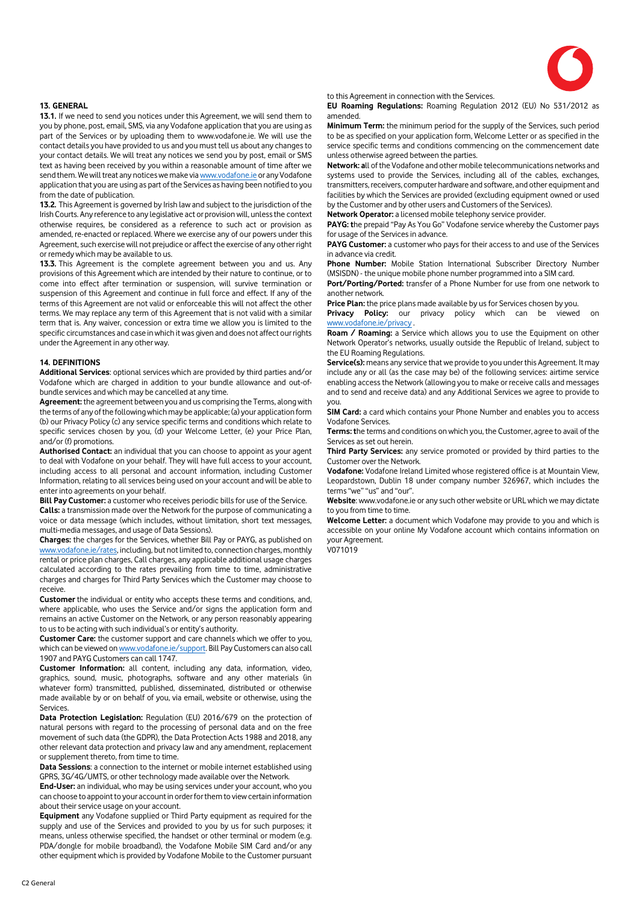## 13. GENERAL

**13.1.** If we need to send you notices under this Agreement, we will send them to you by phone, post, email, SMS, via any Vodafone application that you are using as part of the Services or by uploading them to www.vodafone.ie. We will use the contact details you have provided to us and you must tell us about any changes to your contact details. We will treat any notices we send you by post, email or SMS text as having been received by you within a reasonable amount of time after we send them. We will treat any notices we make via www.vodafone.ie or any Vodafone application that you are using as part of the Services as having been notified to you from the date of publication.

**13.2.** This Agreement is governed by Irish law and subject to the jurisdiction of the Irish Courts. Any reference to any legislative act or provision will, unless the context otherwise requires, be considered as a reference to such act or provision as amended, re-enacted or replaced. Where we exercise any of our powers under this Agreement, such exercise will not prejudice or affect the exercise of any other right or remedy which may be available to us.

**13.3.** This Agreement is the complete agreement between you and us. Any provisions of this Agreement which are intended by their nature to continue, or to come into effect after termination or suspension, will survive termination or suspension of this Agreement and continue in full force and effect. If any of the terms of this Agreement are not valid or enforceable this will not affect the other terms. We may replace any term of this Agreement that is not valid with a similar term that is. Any waiver, concession or extra time we allow you is limited to the specific circumstances and case in which it was given and does not affect our rights under the Agreement in any other way.

## 14. DEFINITIONS

**Additional Services**: optional services which are provided by third parties and/or Vodafone which are charged in addition to your bundle allowance and out-of-bundle services and which may be cancelled at any time.

**Agreement:** the agreement between you and us comprising the Terms, along with the terms of any of the following which may be applicable; (a) your application form (b) our Privacy Policy (c) any service specific terms and conditions which relate to specific services chosen by you, (d) your Welcome Letter, (e) your Price Plan, and/or (f) promotions.

**Authorised Contact:** an individual that you can choose to appoint as your agent to deal with Vodafone on your behalf. They will have full access to your account, including access to all personal and account information, including Customer Information, relating to all services being used on your account and will be able to enter into agreements on your behalf.

**Bill Pay Customer:** a customer who receives periodic bills for use of the Service.

**Calls:** a transmission made over the Network for the purpose of communicating a voice or data message (which includes, without limitation, short text messages, multi-media messages, and usage of Data Sessions).

**Charges:** the charges for the Services, whether Bill Pay or PAYG, as published on www.vodafone.ie/rates, including, but not limited to, connection charges, monthly rental or price plan charges, Call charges, any applicable additional usage charges calculated according to the rates prevailing from time to time, administrative charges and charges for Third Party Services which the Customer may choose to receive.

**Customer** the individual or entity who accepts these terms and conditions, and, where applicable, who uses the Service and/or signs the application form and remains an active Customer on the Network, or any person reasonably appearing to us to be acting with such individual's or entity's authority.

**Customer Care:** the customer support and care channels which we offer to you, which can be viewed on www.vodafone.ie/support. Bill Pay Customers can also call 1907 and PAYG Customers can call 1747.

**Customer Information:** all content, including any data, information, video, graphics, sound, music, photographs, software and any other materials (in whatever form) transmitted, published, disseminated, distributed or otherwise made available by or on behalf of you, via email, website or otherwise, using the Services.

**Data Protection Legislation:** Regulation (EU) 2016/679 on the protection of natural persons with regard to the processing of personal data and on the free movement of such data (the GDPR), the Data Protection Acts 1988 and 2018, any other relevant data protection and privacy law and any amendment, replacement or supplement thereto, from time to time.

**Data Sessions**: a connection to the internet or mobile internet established using GPRS, 3G/4G/UMTS, or other technology made available over the Network.

**End-User:** an individual, who may be using services under your account, who you can choose to appoint to your account in order for them to view certain information about their service usage on your account.

**Equipment** any Vodafone supplied or Third Party equipment as required for the supply and use of the Services and provided to you by us for such purposes; it means, unless otherwise specified, the handset or other terminal or modem (e.g. PDA/dongle for mobile broadband), the Vodafone Mobile SIM Card and/or any other equipment which is provided by Vodafone Mobile to the Customer pursuant to this Agreement in connection with the Services.

**EU Roaming Regulations:** Roaming Regulation 2012 (EU) No 531/2012 as amended.

**Minimum Term:** the minimum period for the supply of the Services, such period to be as specified on your application form, Welcome Letter or as specified in the service specific terms and conditions commencing on the commencement date unless otherwise agreed between the parties.

**Network: a**ll of the Vodafone and other mobile telecommunications networks and systems used to provide the Services, including all of the cables, exchanges, transmitters, receivers, computer hardware and software, and other equipment and facilities by which the Services are provided (excluding equipment owned or used by the Customer and by other users and Customers of the Services).

**Network Operator:** a licensed mobile telephony service provider.

**PAYG: t**he prepaid "Pay As You Go" Vodafone service whereby the Customer pays for usage of the Services in advance.

**PAYG Customer:** a customer who pays for their access to and use of the Services in advance via credit.

**Phone Number:** Mobile Station International Subscriber Directory Number (MSISDN) - the unique mobile phone number programmed into a SIM card.

**Port/Porting/Ported:** transfer of a Phone Number for use from one network to another network.

**Price Plan:** the price plans made available by us for Services chosen by you.

**Privacy Policy:** our privacy policy which can be viewed on www.vodafone.ie/privacy .

**Roam / Roaming:** a Service which allows you to use the Equipment on other Network Operator's networks, usually outside the Republic of Ireland, subject to the EU Roaming Regulations.

**Service(s):** means any service that we provide to you under this Agreement. It may include any or all (as the case may be) of the following services: airtime service enabling access the Network (allowing you to make or receive calls and messages and to send and receive data) and any Additional Services we agree to provide to you.

**SIM Card:** a card which contains your Phone Number and enables you to access Vodafone Services.

**Terms: t**he terms and conditions on which you, the Customer, agree to avail of the Services as set out herein.

**Third Party Services:** any service promoted or provided by third parties to the Customer over the Network.

**Vodafone:** Vodafone Ireland Limited whose registered office is at Mountain View, Leopardstown, Dublin 18 under company number 326967, which includes the terms "we" "us" and "our".

**Website**: www.vodafone.ie or any such other website or URL which we may dictate to you from time to time.

**Welcome Letter:** a document which Vodafone may provide to you and which is accessible on your online My Vodafone account which contains information on your Agreement.

V071019